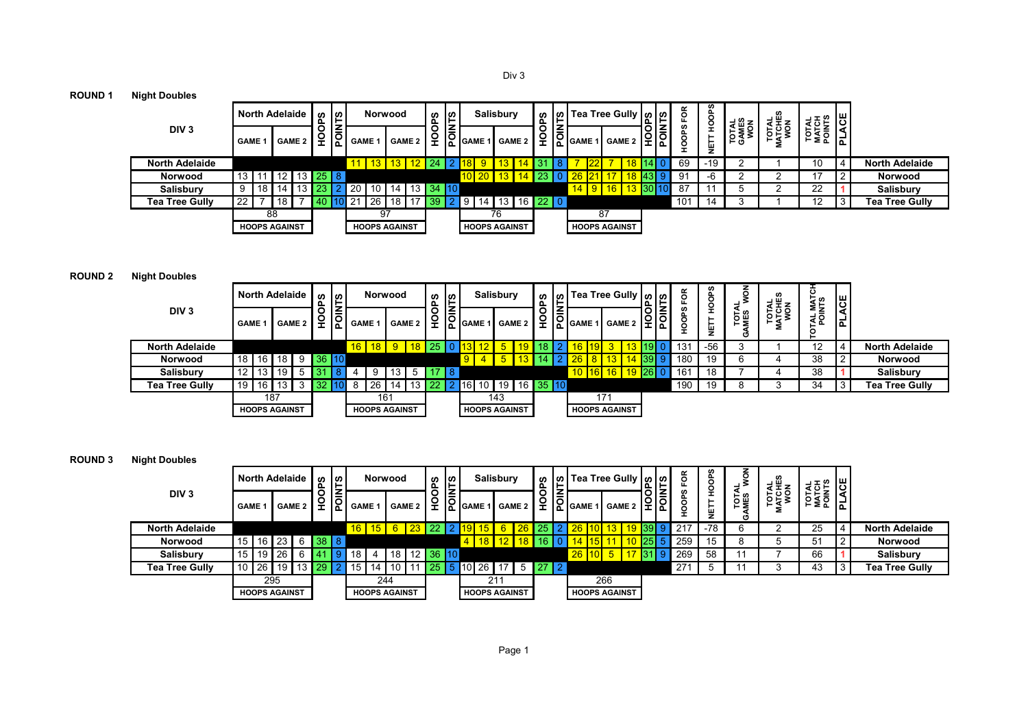Div 3

## ROUND 1 Night Doubles

| DIV 3 | North Adelaide GAME 1 | | North Adelaide GAME 2 | | HOOPS | POINTS | Norwood GAME 1 | | Norwood GAME 2 | | HOOPS | POINTS | Salisbury GAME 1 | | Salisbury GAME 2 | | HOOPS | POINTS | Tea Tree Gully GAME 1 | | Tea Tree Gully GAME 2 | | HOOPS | POINTS | HOOPS FOR | NETT HOOPS | TOTAL GAMES WON | TOTAL MATCHES WON | TOTAL MATCH POINTS | PLACE | |
|---|---|---|---|---|---|---|---|---|---|---|---|---|---|---|---|---|---|---|---|---|---|---|---|---|---|---|---|---|---|---|---|
| North Adelaide | | | | | | | 11 | 13 | 13 | 12 | 24 | 2 | 18 | 9 | 13 | 14 | 31 | 8 | 7 | 22 | 7 | 18 | 14 | 0 | 69 | -19 | 2 | 1 | 10 | 4 | North Adelaide |
| Norwood | 13 | 11 | 12 | 13 | 25 | 8 | | | | | | | 10 | 20 | 13 | 14 | 23 | 0 | 26 | 21 | 17 | 18 | 43 | 9 | 91 | -6 | 2 | 2 | 17 | 2 | Norwood |
| Salisbury | 9 | 18 | 14 | 13 | 23 | 2 | 20 | 10 | 14 | 13 | 34 | 10 | | | | | | | 14 | 9 | 16 | 13 | 30 | 10 | 87 | 11 | 5 | 2 | 22 | 1 | Salisbury |
| Tea Tree Gully | 22 | 7 | 18 | 7 | 40 | 10 | 21 | 26 | 18 | 17 | 39 | 2 | 9 | 14 | 13 | 16 | 22 | 0 | | | | | | | 101 | 14 | 3 | 1 | 12 | 3 | Tea Tree Gully |
| HOOPS AGAINST | 88 | | | | | | 97 | | | | | | 76 | | | | | | 87 | | | | | | | | | | | | |

## ROUND 2 Night Doubles

| DIV 3 | North Adelaide GAME 1 | | North Adelaide GAME 2 | | HOOPS | POINTS | Norwood GAME 1 | | Norwood GAME 2 | | HOOPS | POINTS | Salisbury GAME 1 | | Salisbury GAME 2 | | HOOPS | POINTS | Tea Tree Gully GAME 1 | | Tea Tree Gully GAME 2 | | HOOPS | POINTS | HOOPS FOR | NETT HOOPS | TOTAL GAMES WON | TOTAL MATCHES WON | TOTAL MATCH POINTS | PLACE | |
|---|---|---|---|---|---|---|---|---|---|---|---|---|---|---|---|---|---|---|---|---|---|---|---|---|---|---|---|---|---|---|---|
| North Adelaide | | | | | | | 16 | 18 | 9 | 18 | 25 | 0 | 13 | 12 | 5 | 19 | 18 | 2 | 16 | 19 | 3 | 13 | 19 | 0 | 131 | -56 | 3 | 1 | 12 | 4 | North Adelaide |
| Norwood | 18 | 16 | 18 | 9 | 36 | 10 | | | | | | | 9 | 4 | 5 | 13 | 14 | 2 | 26 | 8 | 13 | 14 | 39 | 9 | 180 | 19 | 6 | 4 | 38 | 2 | Norwood |
| Salisbury | 12 | 13 | 19 | 5 | 31 | 8 | 4 | 9 | 13 | 5 | 17 | 8 | | | | | | | 10 | 16 | 16 | 19 | 26 | 0 | 161 | 18 | 7 | 4 | 38 | 1 | Salisbury |
| Tea Tree Gully | 19 | 16 | 13 | 3 | 32 | 10 | 8 | 26 | 14 | 13 | 22 | 2 | 16 | 10 | 19 | 16 | 35 | 10 | | | | | | | 190 | 19 | 8 | 3 | 34 | 3 | Tea Tree Gully |
| HOOPS AGAINST | 187 | | | | | | 161 | | | | | | 143 | | | | | | 171 | | | | | | | | | | | | |

## ROUND 3 Night Doubles

| DIV 3 | North Adelaide GAME 1 | | North Adelaide GAME 2 | | HOOPS | POINTS | Norwood GAME 1 | | Norwood GAME 2 | | HOOPS | POINTS | Salisbury GAME 1 | | Salisbury GAME 2 | | HOOPS | POINTS | Tea Tree Gully GAME 1 | | Tea Tree Gully GAME 2 | | HOOPS | POINTS | HOOPS FOR | NETT HOOPS | TOTAL GAMES WON | TOTAL MATCHES WON | TOTAL MATCH POINTS | PLACE | |
|---|---|---|---|---|---|---|---|---|---|---|---|---|---|---|---|---|---|---|---|---|---|---|---|---|---|---|---|---|---|---|---|
| North Adelaide | | | | | | | 16 | 15 | 6 | 23 | 22 | 2 | 19 | 15 | 6 | 26 | 25 | 2 | 26 | 10 | 13 | 19 | 39 | 9 | 217 | -78 | 6 | 2 | 25 | 4 | North Adelaide |
| Norwood | 15 | 16 | 23 | 6 | 38 | 8 | | | | | | | 4 | 18 | 12 | 18 | 16 | 0 | 14 | 15 | 11 | 10 | 25 | 5 | 259 | 15 | 8 | 5 | 51 | 2 | Norwood |
| Salisbury | 15 | 19 | 26 | 6 | 41 | 9 | 18 | 4 | 18 | 12 | 36 | 10 | | | | | | | 26 | 10 | 5 | 17 | 31 | 9 | 269 | 58 | 11 | 7 | 66 | 1 | Salisbury |
| Tea Tree Gully | 10 | 26 | 19 | 13 | 29 | 2 | 15 | 14 | 10 | 11 | 25 | 5 | 10 | 26 | 17 | 5 | 27 | 2 | | | | | | | 271 | 5 | 11 | 3 | 43 | 3 | Tea Tree Gully |
| HOOPS AGAINST | 295 | | | | | | 244 | | | | | | 211 | | | | | | 266 | | | | | | | | | | | | |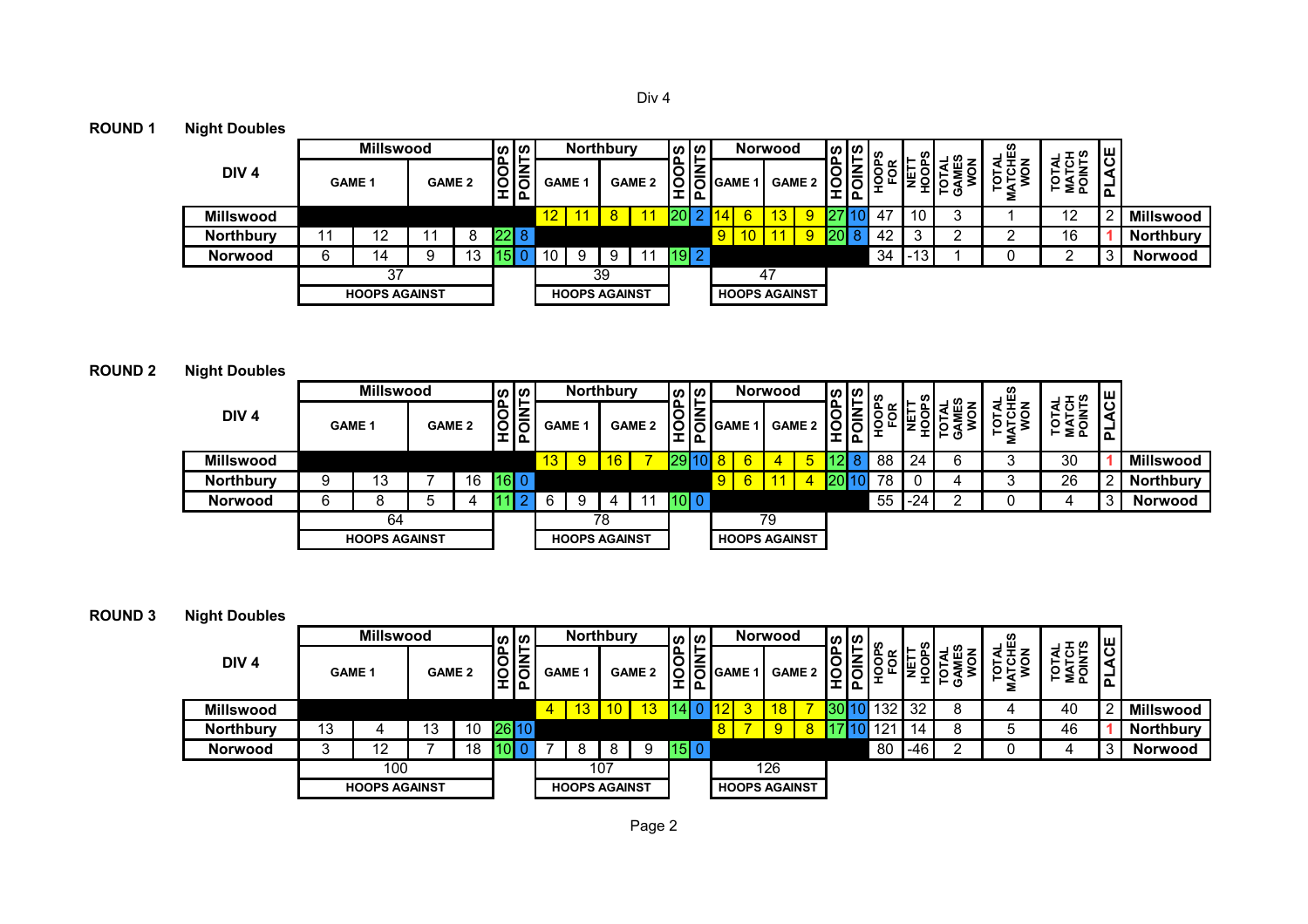Div 4

**ROUND 1** Night Doubles

| DIV 4 | Millswood | | | | HOOPS | POINTS | Northbury | | | | HOOPS | POINTS | Norwood | | | | HOOPS | POINTS | HOOPS FOR | NETT HOOPS | TOTAL GAMES WON | TOTAL MATCHES WON | TOTAL MATCH POINTS | PLACE | |
|---|---|---|---|---|---|---|---|---|---|---|---|---|---|---|---|---|---|---|---|---|---|---|---|---|---|
| | GAME 1 | | GAME 2 | | | | GAME 1 | | GAME 2 | | | | GAME 1 | | GAME 2 | | | | | | | | | | |
| Millswood | | | | | | | 12 | 11 | 8 | 11 | 20 | 2 | 14 | 6 | 13 | 9 | 27 | 10 | 47 | 10 | 3 | 1 | 12 | 2 | Millswood |
| Northbury | 11 | 12 | 11 | 8 | 22 | 8 | | | | | | | 9 | 10 | 11 | 9 | 20 | 8 | 42 | 3 | 2 | 2 | 16 | 1 | Northbury |
| Norwood | 6 | 14 | 9 | 13 | 15 | 0 | 10 | 9 | 9 | 11 | 19 | 2 | | | | | | | 34 | -13 | 1 | 0 | 2 | 3 | Norwood |
| | 37 | | | | | | 39 | | | | | | 47 | | | | | | | | | | | | |
| | HOOPS AGAINST | | | | | | HOOPS AGAINST | | | | | | HOOPS AGAINST | | | | | | | | | | | | |

**ROUND 2** Night Doubles

| DIV 4 | Millswood | | | | HOOPS | POINTS | Northbury | | | | HOOPS | POINTS | Norwood | | | | HOOPS | POINTS | HOOPS FOR | NETT HOOPS | TOTAL GAMES WON | TOTAL MATCHES WON | TOTAL MATCH POINTS | PLACE | |
|---|---|---|---|---|---|---|---|---|---|---|---|---|---|---|---|---|---|---|---|---|---|---|---|---|---|
| | GAME 1 | | GAME 2 | | | | GAME 1 | | GAME 2 | | | | GAME 1 | | GAME 2 | | | | | | | | | | |
| Millswood | | | | | | | 13 | 9 | 16 | 7 | 29 | 10 | 8 | 6 | 4 | 5 | 12 | 8 | 88 | 24 | 6 | 3 | 30 | 1 | Millswood |
| Northbury | 9 | 13 | 7 | 16 | 16 | 0 | | | | | | | 9 | 6 | 11 | 4 | 20 | 10 | 78 | 0 | 4 | 3 | 26 | 2 | Northbury |
| Norwood | 6 | 8 | 5 | 4 | 11 | 2 | 6 | 9 | 4 | 11 | 10 | 0 | | | | | | | 55 | -24 | 2 | 0 | 4 | 3 | Norwood |
| | 64 | | | | | | 78 | | | | | | 79 | | | | | | | | | | | | |
| | HOOPS AGAINST | | | | | | HOOPS AGAINST | | | | | | HOOPS AGAINST | | | | | | | | | | | | |

**ROUND 3** Night Doubles

| DIV 4 | Millswood | | | | HOOPS | POINTS | Northbury | | | | HOOPS | POINTS | Norwood | | | | HOOPS | POINTS | HOOPS FOR | NETT HOOPS | TOTAL GAMES WON | TOTAL MATCHES WON | TOTAL MATCH POINTS | PLACE | |
|---|---|---|---|---|---|---|---|---|---|---|---|---|---|---|---|---|---|---|---|---|---|---|---|---|---|
| | GAME 1 | | GAME 2 | | | | GAME 1 | | GAME 2 | | | | GAME 1 | | GAME 2 | | | | | | | | | | |
| Millswood | | | | | | | 4 | 13 | 10 | 13 | 14 | 0 | 12 | 3 | 18 | 7 | 30 | 10 | 132 | 32 | 8 | 4 | 40 | 2 | Millswood |
| Northbury | 13 | 4 | 13 | 10 | 26 | 10 | | | | | | | 8 | 7 | 9 | 8 | 17 | 10 | 121 | 14 | 8 | 5 | 46 | 1 | Northbury |
| Norwood | 3 | 12 | 7 | 18 | 10 | 0 | 7 | 8 | 8 | 9 | 15 | 0 | | | | | | | 80 | -46 | 2 | 0 | 4 | 3 | Norwood |
| | 100 | | | | | | 107 | | | | | | 126 | | | | | | | | | | | | |
| | HOOPS AGAINST | | | | | | HOOPS AGAINST | | | | | | HOOPS AGAINST | | | | | | | | | | | | |